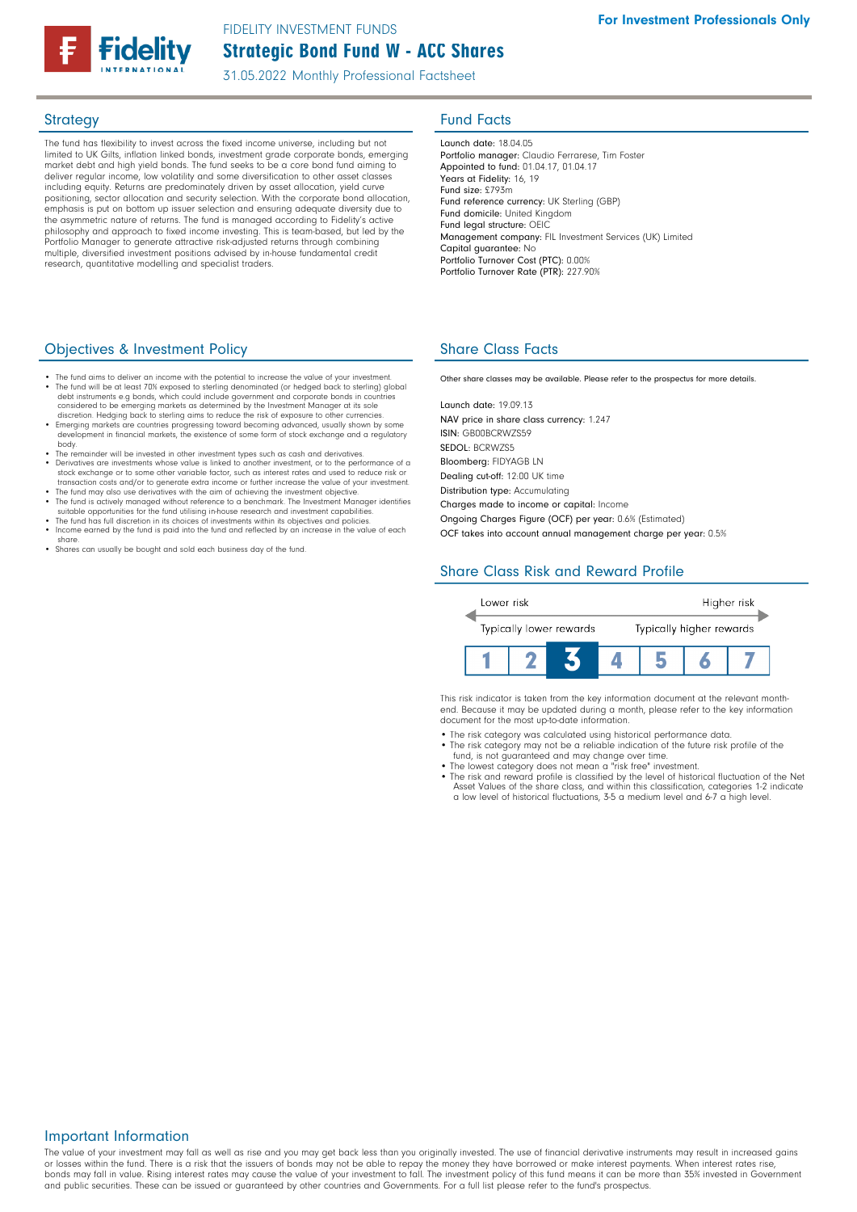FIDELITY INVESTMENT FUNDS

# Strategic Bond Fund W - ACC Shares

31.05.2022 Monthly Professional Factsheet

**For Investment Professionals Only**

## Strategy

The fund has flexibility to invest across the fixed income universe, including but not limited to UK Gilts, inflation linked bonds, investment grade corporate bonds, emerging market debt and high yield bonds. The fund seeks to be a core bond fund aiming to deliver regular income, low volatility and some diversification to other asset classes including equity. Returns are predominately driven by asset allocation, yield curve positioning, sector allocation and security selection. With the corporate bond allocation, emphasis is put on bottom up issuer selection and ensuring adequate diversity due to the asymmetric nature of returns. The fund is managed according to Fidelity's active philosophy and approach to fixed income investing. This is team-based, but led by the Portfolio Manager to generate attractive risk-adjusted returns through combining multiple, diversified investment positions advised by in-house fundamental credit research, quantitative modelling and specialist traders.

## Fund Facts

Launch date: 18.04.05
Portfolio manager: Claudio Ferrarese, Tim Foster
Appointed to fund: 01.04.17, 01.04.17
Years at Fidelity: 16, 19
Fund size: £793m
Fund reference currency: UK Sterling (GBP)
Fund domicile: United Kingdom
Fund legal structure: OEIC
Management company: FIL Investment Services (UK) Limited
Capital guarantee: No
Portfolio Turnover Cost (PTC): 0.00%
Portfolio Turnover Rate (PTR): 227.90%

## Objectives & Investment Policy

- The fund aims to deliver an income with the potential to increase the value of your investment.
- The fund will be at least 70% exposed to sterling denominated (or hedged back to sterling) global debt instruments e.g bonds, which could include government and corporate bonds in countries considered to be emerging markets as determined by the Investment Manager at its sole discretion. Hedging back to sterling aims to reduce the risk of exposure to other currencies.
- Emerging markets are countries progressing toward becoming advanced, usually shown by some development in financial markets, the existence of some form of stock exchange and a regulatory body.
- The remainder will be invested in other investment types such as cash and derivatives.
- Derivatives are investments whose value is linked to another investment, or to the performance of a stock exchange or to some other variable factor, such as interest rates and used to reduce risk or transaction costs and/or to generate extra income or further increase the value of your investment.
- The fund may also use derivatives with the aim of achieving the investment objective.
- The fund is actively managed without reference to a benchmark. The Investment Manager identifies suitable opportunities for the fund utilising in-house research and investment capabilities.
- The fund has full discretion in its choices of investments within its objectives and policies.
- Income earned by the fund is paid into the fund and reflected by an increase in the value of each share.
- Shares can usually be bought and sold each business day of the fund.

## Share Class Facts

Other share classes may be available. Please refer to the prospectus for more details.

Launch date: 19.09.13
NAV price in share class currency: 1.247
ISIN: GB00BCRWZS59
SEDOL: BCRWZS5
Bloomberg: FIDYAGB LN
Dealing cut-off: 12:00 UK time
Distribution type: Accumulating
Charges made to income or capital: Income
Ongoing Charges Figure (OCF) per year: 0.6% (Estimated)
OCF takes into account annual management charge per year: 0.5%

## Share Class Risk and Reward Profile

Lower risk — Higher risk
Typically lower rewards — Typically higher rewards

| 1 | 2 | **3** | 4 | 5 | 6 | 7 |
|---|---|---|---|---|---|---|

This risk indicator is taken from the key information document at the relevant month-end. Because it may be updated during a month, please refer to the key information document for the most up-to-date information.

- The risk category was calculated using historical performance data.
- The risk category may not be a reliable indication of the future risk profile of the fund, is not guaranteed and may change over time.
- The lowest category does not mean a "risk free" investment.
- The risk and reward profile is classified by the level of historical fluctuation of the Net Asset Values of the share class, and within this classification, categories 1-2 indicate a low level of historical fluctuations, 3-5 a medium level and 6-7 a high level.

## Important Information

The value of your investment may fall as well as rise and you may get back less than you originally invested. The use of financial derivative instruments may result in increased gains or losses within the fund. There is a risk that the issuers of bonds may not be able to repay the money they have borrowed or make interest payments. When interest rates rise, bonds may fall in value. Rising interest rates may cause the value of your investment to fall. The investment policy of this fund means it can be more than 35% invested in Government and public securities. These can be issued or guaranteed by other countries and Governments. For a full list please refer to the fund's prospectus.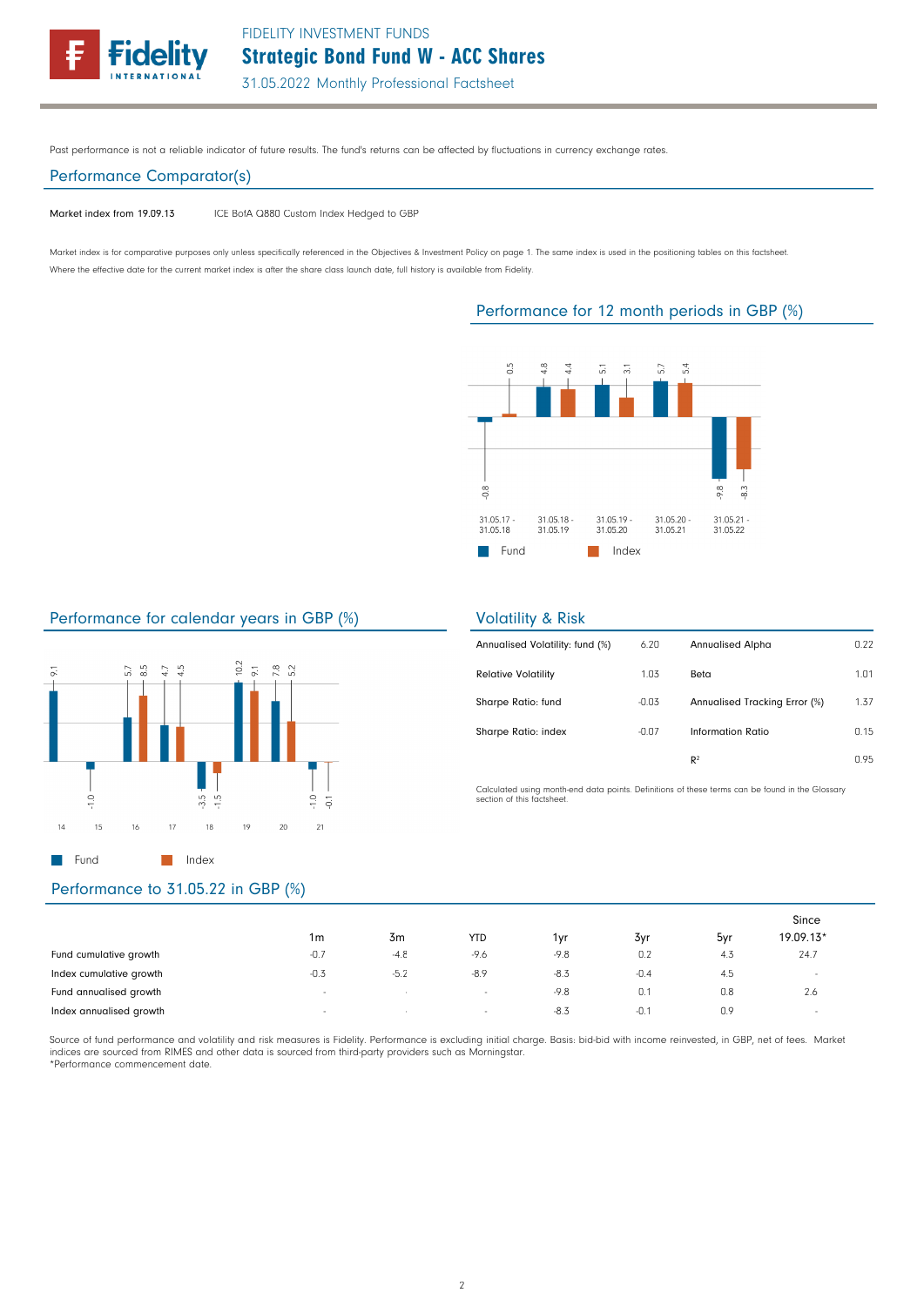Past performance is not a reliable indicator of future results. The fund's returns can be affected by fluctuations in currency exchange rates.

## Performance Comparator(s)

| Market index from 19.09.13 | ICE BofA Q880 Custom Index Hedged to GBP |
|---|---|

Market index is for comparative purposes only unless specifically referenced in the Objectives & Investment Policy on page 1. The same index is used in the positioning tables on this factsheet.
Where the effective date for the current market index is after the share class launch date, full history is available from Fidelity.

## Performance for 12 month periods in GBP (%)

| | 31.05.17 - 31.05.18 | 31.05.18 - 31.05.19 | 31.05.19 - 31.05.20 | 31.05.20 - 31.05.21 | 31.05.21 - 31.05.22 |
|---|---|---|---|---|---|
| Fund | -0.8 | 4.8 | 5.1 | 5.7 | -9.8 |
| Index | 0.5 | 4.4 | 3.1 | 5.4 | -8.3 |

## Performance for calendar years in GBP (%)

| | 14 | 15 | 16 | 17 | 18 | 19 | 20 | 21 |
|---|---|---|---|---|---|---|---|---|
| Fund | 9.1 | -1.0 | 5.7 | 4.7 | -3.5 | 10.2 | 7.8 | -1.0 |
| Index | | | 8.5 | 4.5 | -1.5 | 9.1 | 5.2 | -0.1 |

## Volatility & Risk

| | | | |
|---|---|---|---|
| Annualised Volatility: fund (%) | 6.20 | Annualised Alpha | 0.22 |
| Relative Volatility | 1.03 | Beta | 1.01 |
| Sharpe Ratio: fund | -0.03 | Annualised Tracking Error (%) | 1.37 |
| Sharpe Ratio: index | -0.07 | Information Ratio | 0.15 |
| | | $R^2$ | 0.95 |

Calculated using month-end data points. Definitions of these terms can be found in the Glossary section of this factsheet.

## Performance to 31.05.22 in GBP (%)

| | 1m | 3m | YTD | 1yr | 3yr | 5yr | Since 19.09.13* |
|---|---|---|---|---|---|---|---|
| Fund cumulative growth | -0.7 | -4.8 | -9.6 | -9.8 | 0.2 | 4.3 | 24.7 |
| Index cumulative growth | -0.3 | -5.2 | -8.9 | -8.3 | -0.4 | 4.5 | - |
| Fund annualised growth | - | - | - | -9.8 | 0.1 | 0.8 | 2.6 |
| Index annualised growth | - | - | - | -8.3 | -0.1 | 0.9 | - |

Source of fund performance and volatility and risk measures is Fidelity. Performance is excluding initial charge. Basis: bid-bid with income reinvested, in GBP, net of fees. Market indices are sourced from RIMES and other data is sourced from third-party providers such as Morningstar.
*Performance commencement date.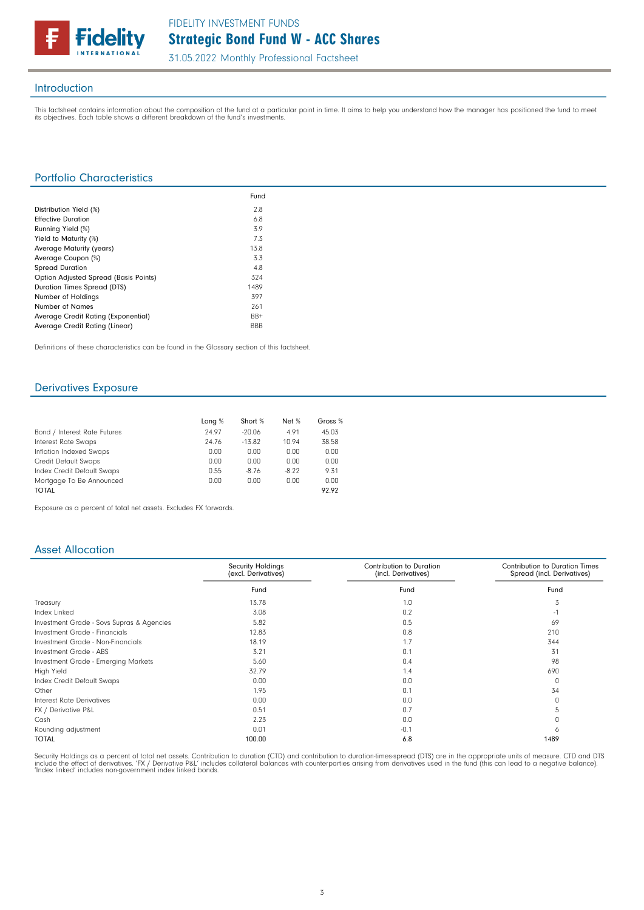FIDELITY INVESTMENT FUNDS

# Strategic Bond Fund W - ACC Shares

31.05.2022 Monthly Professional Factsheet

## Introduction

This factsheet contains information about the composition of the fund at a particular point in time. It aims to help you understand how the manager has positioned the fund to meet its objectives. Each table shows a different breakdown of the fund's investments.

## Portfolio Characteristics

| | Fund |
|---|---|
| Distribution Yield (%) | 2.8 |
| Effective Duration | 6.8 |
| Running Yield (%) | 3.9 |
| Yield to Maturity (%) | 7.3 |
| Average Maturity (years) | 13.8 |
| Average Coupon (%) | 3.3 |
| Spread Duration | 4.8 |
| Option Adjusted Spread (Basis Points) | 324 |
| Duration Times Spread (DTS) | 1489 |
| Number of Holdings | 397 |
| Number of Names | 261 |
| Average Credit Rating (Exponential) | BB+ |
| Average Credit Rating (Linear) | BBB |

Definitions of these characteristics can be found in the Glossary section of this factsheet.

## Derivatives Exposure

| | Long % | Short % | Net % | Gross % |
|---|---|---|---|---|
| Bond / Interest Rate Futures | 24.97 | -20.06 | 4.91 | 45.03 |
| Interest Rate Swaps | 24.76 | -13.82 | 10.94 | 38.58 |
| Inflation Indexed Swaps | 0.00 | 0.00 | 0.00 | 0.00 |
| Credit Default Swaps | 0.00 | 0.00 | 0.00 | 0.00 |
| Index Credit Default Swaps | 0.55 | -8.76 | -8.22 | 9.31 |
| Mortgage To Be Announced | 0.00 | 0.00 | 0.00 | 0.00 |
| TOTAL | | | | 92.92 |

Exposure as a percent of total net assets. Excludes FX forwards.

## Asset Allocation

| | Security Holdings (excl. Derivatives) | Contribution to Duration (incl. Derivatives) | Contribution to Duration Times Spread (incl. Derivatives) |
|---|---|---|---|
| | Fund | Fund | Fund |
| Treasury | 13.78 | 1.0 | 3 |
| Index Linked | 3.08 | 0.2 | -1 |
| Investment Grade - Sovs Supras & Agencies | 5.82 | 0.5 | 69 |
| Investment Grade - Financials | 12.83 | 0.8 | 210 |
| Investment Grade - Non-Financials | 18.19 | 1.7 | 344 |
| Investment Grade - ABS | 3.21 | 0.1 | 31 |
| Investment Grade - Emerging Markets | 5.60 | 0.4 | 98 |
| High Yield | 32.79 | 1.4 | 690 |
| Index Credit Default Swaps | 0.00 | 0.0 | 0 |
| Other | 1.95 | 0.1 | 34 |
| Interest Rate Derivatives | 0.00 | 0.0 | 0 |
| FX / Derivative P&L | 0.51 | 0.7 | 5 |
| Cash | 2.23 | 0.0 | 0 |
| Rounding adjustment | 0.01 | -0.1 | 6 |
| TOTAL | 100.00 | 6.8 | 1489 |

Security Holdings as a percent of total net assets. Contribution to duration (CTD) and contribution to duration-times-spread (DTS) are in the appropriate units of measure. CTD and DTS include the effect of derivatives. 'FX / Derivative P&L' includes collateral balances with counterparties arising from derivatives used in the fund (this can lead to a negative balance). 'Index linked' includes non-government index linked bonds.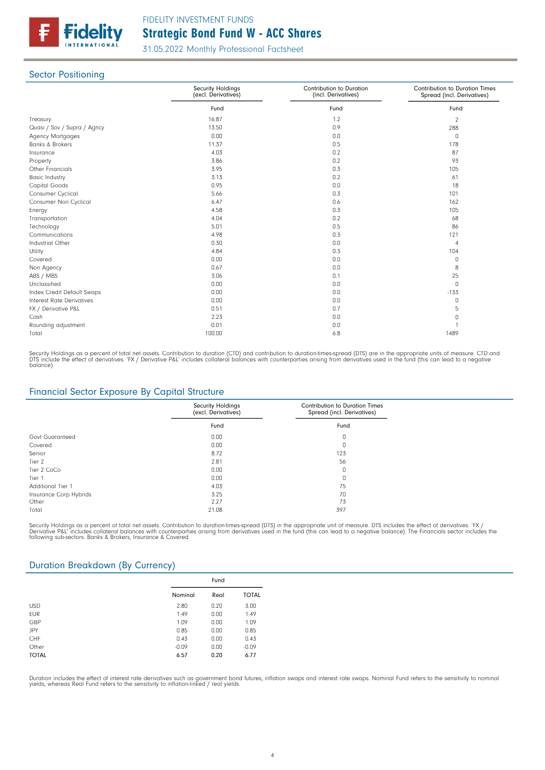FIDELITY INVESTMENT FUNDS

# Strategic Bond Fund W - ACC Shares

31.05.2022 Monthly Professional Factsheet

## Sector Positioning

| | Security Holdings (excl. Derivatives) | Contribution to Duration (incl. Derivatives) | Contribution to Duration Times Spread (incl. Derivatives) |
|---|---|---|---|
| | Fund | Fund | Fund |
| Treasury | 16.87 | 1.2 | 2 |
| Quasi / Sov / Supra / Agncy | 13.50 | 0.9 | 288 |
| Agency Mortgages | 0.00 | 0.0 | 0 |
| Banks & Brokers | 11.37 | 0.5 | 178 |
| Insurance | 4.03 | 0.2 | 87 |
| Property | 3.86 | 0.2 | 93 |
| Other Financials | 3.95 | 0.3 | 105 |
| Basic Industry | 3.13 | 0.2 | 61 |
| Capital Goods | 0.95 | 0.0 | 18 |
| Consumer Cyclical | 5.66 | 0.3 | 101 |
| Consumer Non Cyclical | 6.47 | 0.6 | 162 |
| Energy | 4.58 | 0.3 | 105 |
| Transportation | 4.04 | 0.2 | 68 |
| Technology | 5.01 | 0.5 | 86 |
| Communications | 4.98 | 0.3 | 121 |
| Industrial Other | 0.30 | 0.0 | 4 |
| Utility | 4.84 | 0.3 | 104 |
| Covered | 0.00 | 0.0 | 0 |
| Non Agency | 0.67 | 0.0 | 8 |
| ABS / MBS | 3.06 | 0.1 | 25 |
| Unclassified | 0.00 | 0.0 | 0 |
| Index Credit Default Swaps | 0.00 | 0.0 | -133 |
| Interest Rate Derivatives | 0.00 | 0.0 | 0 |
| FX / Derivative P&L | 0.51 | 0.7 | 5 |
| Cash | 2.23 | 0.0 | 0 |
| Rounding adjustment | -0.01 | 0.0 | 1 |
| Total | 100.00 | 6.8 | 1489 |

Security Holdings as a percent of total net assets. Contribution to duration (CTD) and contribution to duration-times-spread (DTS) are in the appropriate units of measure. CTD and DTS include the effect of derivatives. 'FX / Derivative P&L' includes collateral balances with counterparties arising from derivatives used in the fund (this can lead to a negative balance).

## Financial Sector Exposure By Capital Structure

| | Security Holdings (excl. Derivatives) | Contribution to Duration Times Spread (incl. Derivatives) |
|---|---|---|
| | Fund | Fund |
| Govt Guaranteed | 0.00 | 0 |
| Covered | 0.00 | 0 |
| Senior | 8.72 | 123 |
| Tier 2 | 2.81 | 56 |
| Tier 2 CoCo | 0.00 | 0 |
| Tier 1 | 0.00 | 0 |
| Additional Tier 1 | 4.03 | 75 |
| Insurance Corp Hybrids | 3.25 | 70 |
| Other | 2.27 | 73 |
| Total | 21.08 | 397 |

Security Holdings as a percent of total net assets. Contribution to duration-times-spread (DTS) in the appropriate unit of measure. DTS includes the effect of derivatives. 'FX / Derivative P&L' includes collateral balances with counterparties arising from derivatives used in the fund (this can lead to a negative balance). The Financials sector includes the following sub-sectors: Banks & Brokers, Insurance & Covered.

## Duration Breakdown (By Currency)

| | Fund | | |
|---|---|---|---|
| | Nominal | Real | TOTAL |
| USD | 2.80 | 0.20 | 3.00 |
| EUR | 1.49 | 0.00 | 1.49 |
| GBP | 1.09 | 0.00 | 1.09 |
| JPY | 0.85 | 0.00 | 0.85 |
| CHF | 0.43 | 0.00 | 0.43 |
| Other | -0.09 | 0.00 | -0.09 |
| **TOTAL** | **6.57** | **0.20** | **6.77** |

Duration includes the effect of interest rate derivatives such as government bond futures, inflation swaps and interest rate swaps. Nominal Fund refers to the sensitivity to nominal yields, whereas Real Fund refers to the sensitivity to inflation-linked / real yields.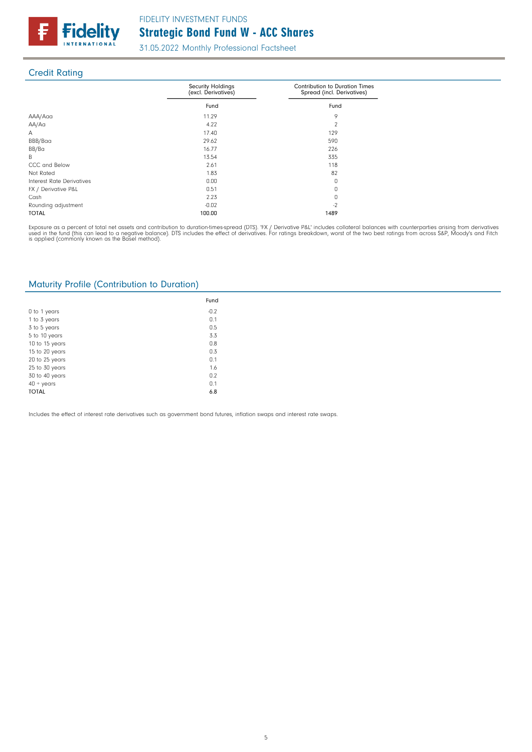## Credit Rating

| | Security Holdings (excl. Derivatives) | Contribution to Duration Times Spread (incl. Derivatives) |
|---|---|---|
| | Fund | Fund |
| AAA/Aaa | 11.29 | 9 |
| AA/Aa | 4.22 | 2 |
| A | 17.40 | 129 |
| BBB/Baa | 29.62 | 590 |
| BB/Ba | 16.77 | 226 |
| B | 13.54 | 335 |
| CCC and Below | 2.61 | 118 |
| Not Rated | 1.83 | 82 |
| Interest Rate Derivatives | 0.00 | 0 |
| FX / Derivative P&L | 0.51 | 0 |
| Cash | 2.23 | 0 |
| Rounding adjustment | -0.02 | -2 |
| **TOTAL** | **100.00** | **1489** |

Exposure as a percent of total net assets and contribution to duration-times-spread (DTS). 'FX / Derivative P&L' includes collateral balances with counterparties arising from derivatives used in the fund (this can lead to a negative balance). DTS includes the effect of derivatives. For ratings breakdown, worst of the two best ratings from across S&P, Moody's and Fitch is applied (commonly known as the Basel method).

## Maturity Profile (Contribution to Duration)

| | Fund |
|---|---|
| 0 to 1 years | -0.2 |
| 1 to 3 years | 0.1 |
| 3 to 5 years | 0.5 |
| 5 to 10 years | 3.3 |
| 10 to 15 years | 0.8 |
| 15 to 20 years | 0.3 |
| 20 to 25 years | 0.1 |
| 25 to 30 years | 1.6 |
| 30 to 40 years | 0.2 |
| 40 + years | 0.1 |
| **TOTAL** | **6.8** |

Includes the effect of interest rate derivatives such as government bond futures, inflation swaps and interest rate swaps.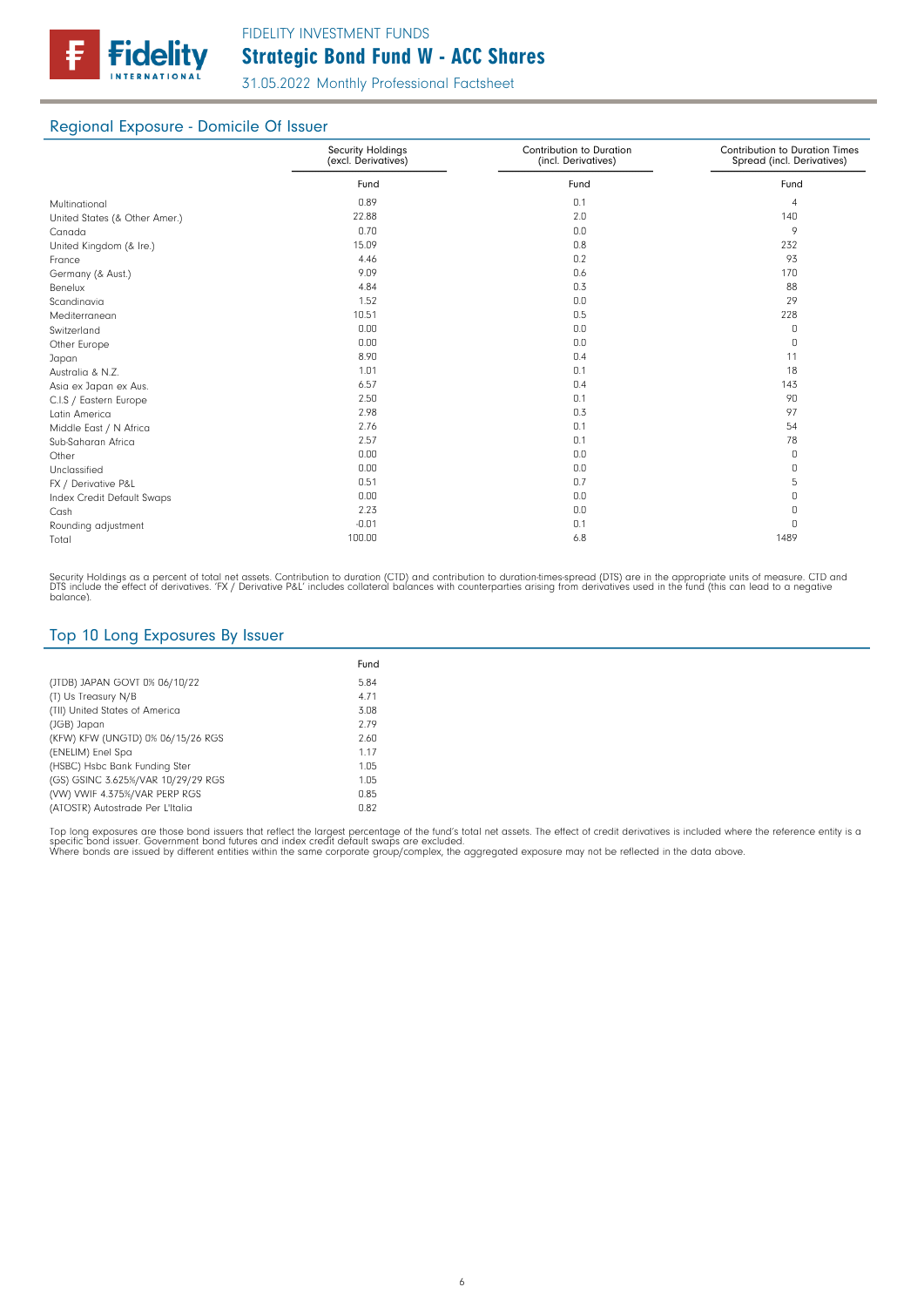## Regional Exposure - Domicile Of Issuer

| | Security Holdings (excl. Derivatives) | Contribution to Duration (incl. Derivatives) | Contribution to Duration Times Spread (incl. Derivatives) |
|---|---|---|---|
| | Fund | Fund | Fund |
| Multinational | 0.89 | 0.1 | 4 |
| United States (& Other Amer.) | 22.88 | 2.0 | 140 |
| Canada | 0.70 | 0.0 | 9 |
| United Kingdom (& Ire.) | 15.09 | 0.8 | 232 |
| France | 4.46 | 0.2 | 93 |
| Germany (& Aust.) | 9.09 | 0.6 | 170 |
| Benelux | 4.84 | 0.3 | 88 |
| Scandinavia | 1.52 | 0.0 | 29 |
| Mediterranean | 10.51 | 0.5 | 228 |
| Switzerland | 0.00 | 0.0 | 0 |
| Other Europe | 0.00 | 0.0 | 0 |
| Japan | 8.90 | 0.4 | 11 |
| Australia & N.Z. | 1.01 | 0.1 | 18 |
| Asia ex Japan ex Aus. | 6.57 | 0.4 | 143 |
| C.I.S / Eastern Europe | 2.50 | 0.1 | 90 |
| Latin America | 2.98 | 0.3 | 97 |
| Middle East / N Africa | 2.76 | 0.1 | 54 |
| Sub-Saharan Africa | 2.57 | 0.1 | 78 |
| Other | 0.00 | 0.0 | 0 |
| Unclassified | 0.00 | 0.0 | 0 |
| FX / Derivative P&L | 0.51 | 0.7 | 5 |
| Index Credit Default Swaps | 0.00 | 0.0 | 0 |
| Cash | 2.23 | 0.0 | 0 |
| Rounding adjustment | -0.01 | 0.1 | 0 |
| Total | 100.00 | 6.8 | 1489 |

Security Holdings as a percent of total net assets. Contribution to duration (CTD) and contribution to duration-times-spread (DTS) are in the appropriate units of measure. CTD and DTS include the effect of derivatives. 'FX / Derivative P&L' includes collateral balances with counterparties arising from derivatives used in the fund (this can lead to a negative balance).

## Top 10 Long Exposures By Issuer

| | Fund |
|---|---|
| (JTDB) JAPAN GOVT 0% 06/10/22 | 5.84 |
| (T) Us Treasury N/B | 4.71 |
| (TII) United States of America | 3.08 |
| (JGB) Japan | 2.79 |
| (KFW) KFW (UNGTD) 0% 06/15/26 RGS | 2.60 |
| (ENELIM) Enel Spa | 1.17 |
| (HSBC) Hsbc Bank Funding Ster | 1.05 |
| (GS) GSINC 3.625%/VAR 10/29/29 RGS | 1.05 |
| (VW) VWIF 4.375%/VAR PERP RGS | 0.85 |
| (ATOSTR) Autostrade Per L'Italia | 0.82 |

Top long exposures are those bond issuers that reflect the largest percentage of the fund's total net assets. The effect of credit derivatives is included where the reference entity is a specific bond issuer. Government bond futures and index credit default swaps are excluded.
Where bonds are issued by different entities within the same corporate group/complex, the aggregated exposure may not be reflected in the data above.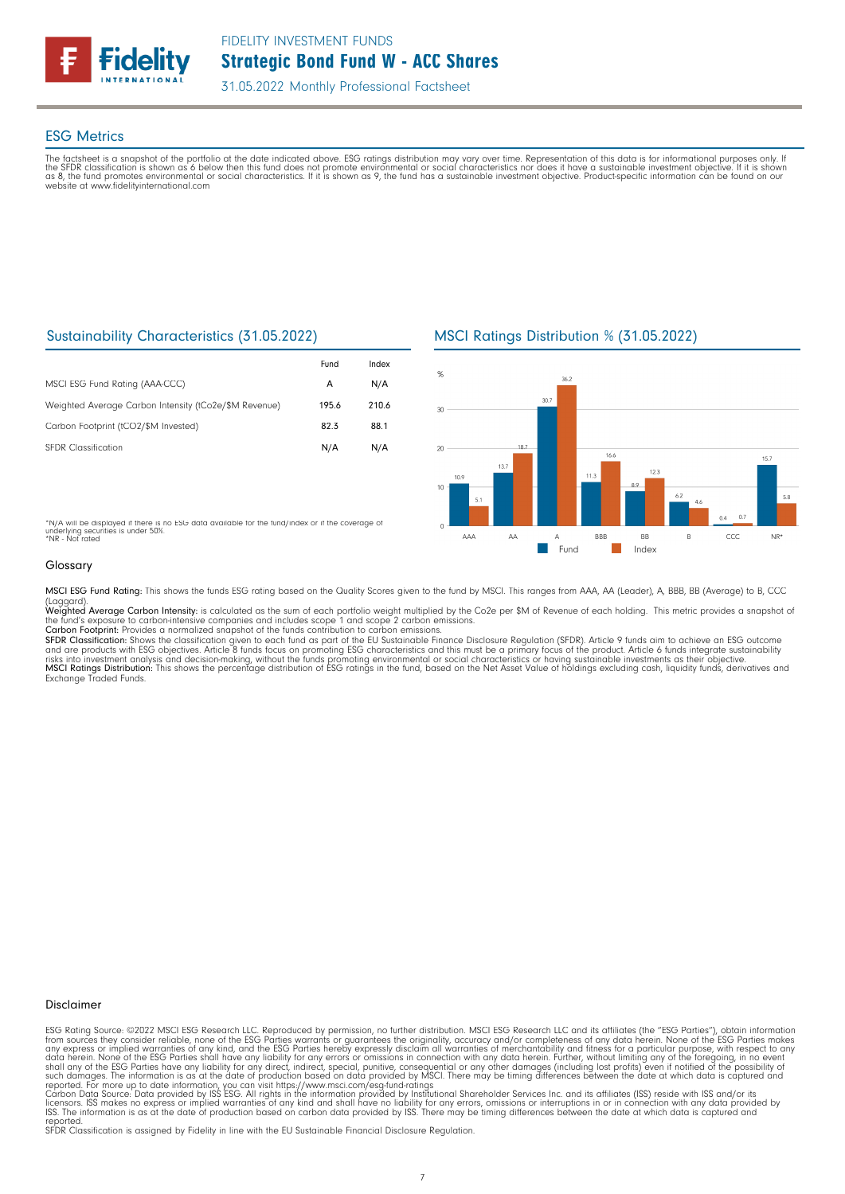## ESG Metrics

The factsheet is a snapshot of the portfolio at the date indicated above. ESG ratings distribution may vary over time. Representation of this data is for informational purposes only. If the SFDR classification is shown as 6 below then this fund does not promote environmental or social characteristics nor does it have a sustainable investment objective. If it is shown as 8, the fund promotes environmental or social characteristics. If it is shown as 9, the fund has a sustainable investment objective. Product-specific information can be found on our website at www.fidelityinternational.com

### Sustainability Characteristics (31.05.2022)

| | Fund | Index |
|---|---|---|
| MSCI ESG Fund Rating (AAA-CCC) | A | N/A |
| Weighted Average Carbon Intensity (tCo2e/$M Revenue) | 195.6 | 210.6 |
| Carbon Footprint (tCO2/$M Invested) | 82.3 | 88.1 |
| SFDR Classification | N/A | N/A |

*N/A will be displayed if there is no ESG data available for the fund/index or if the coverage of underlying securities is under 50%.
*NR - Not rated

### MSCI Ratings Distribution % (31.05.2022)

| % | Fund | Index |
|---|---|---|
| AAA | 10.9 | 5.1 |
| AA | 13.7 | 18.7 |
| A | 30.7 | 36.2 |
| BBB | 11.3 | 16.6 |
| BB | 8.9 | 12.3 |
| B | 6.2 | 4.6 |
| CCC | 0.4 | 0.7 |
| NR* | 15.7 | 5.8 |

### Glossary

**MSCI ESG Fund Rating:** This shows the funds ESG rating based on the Quality Scores given to the fund by MSCI. This ranges from AAA, AA (Leader), A, BBB, BB (Average) to B, CCC (Laggard).
**Weighted Average Carbon Intensity:** is calculated as the sum of each portfolio weight multiplied by the Co2e per $M of Revenue of each holding. This metric provides a snapshot of the fund's exposure to carbon-intensive companies and includes scope 1 and scope 2 carbon emissions.
**Carbon Footprint:** Provides a normalized snapshot of the funds contribution to carbon emissions.
**SFDR Classification:** Shows the classification given to each fund as part of the EU Sustainable Finance Disclosure Regulation (SFDR). Article 9 funds aim to achieve an ESG outcome and are products with ESG objectives. Article 8 funds focus on promoting ESG characteristics and this must be a primary focus of the product. Article 6 funds integrate sustainability risks into investment analysis and decision-making, without the funds promoting environmental or social characteristics or having sustainable investments as their objective.
**MSCI Ratings Distribution:** This shows the percentage distribution of ESG ratings in the fund, based on the Net Asset Value of holdings excluding cash, liquidity funds, derivatives and Exchange Traded Funds.

### Disclaimer

ESG Rating Source: ©2022 MSCI ESG Research LLC. Reproduced by permission, no further distribution. MSCI ESG Research LLC and its affiliates (the "ESG Parties"), obtain information from sources they consider reliable, none of the ESG Parties warrants or guarantees the originality, accuracy and/or completeness of any data herein. None of the ESG Parties makes any express or implied warranties of any kind, and the ESG Parties hereby expressly disclaim all warranties of merchantability and fitness for a particular purpose, with respect to any data herein. None of the ESG Parties shall have any liability for any errors or omissions in connection with any data herein. Further, without limiting any of the foregoing, in no event shall any of the ESG Parties have any liability for any direct, indirect, special, punitive, consequential or any other damages (including lost profits) even if notified of the possibility of such damages. The information is as at the date of production based on data provided by MSCI. There may be timing differences between the date at which data is captured and reported. For more up to date information, you can visit https://www.msci.com/esg-fund-ratings
Carbon Data Source: Data provided by ISS ESG. All rights in the information provided by Institutional Shareholder Services Inc. and its affiliates (ISS) reside with ISS and/or its licensors. ISS makes no express or implied warranties of any kind and shall have no liability for any errors, omissions or interruptions in or in connection with any data provided by ISS. The information is as at the date of production based on carbon data provided by ISS. There may be timing differences between the date at which data is captured and reported.
SFDR Classification is assigned by Fidelity in line with the EU Sustainable Financial Disclosure Regulation.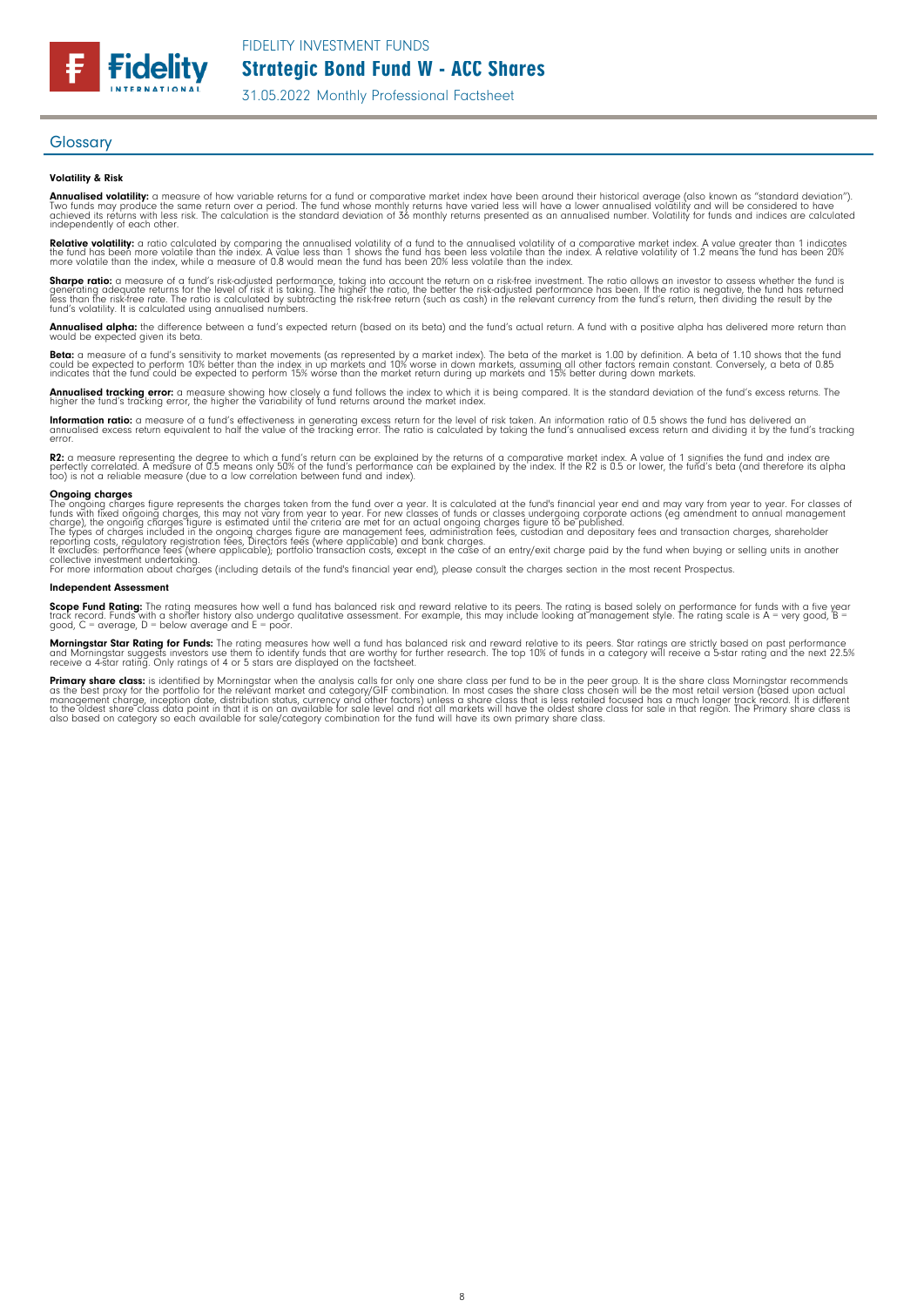## Glossary

#### Volatility & Risk

**Annualised volatility:** a measure of how variable returns for a fund or comparative market index have been around their historical average (also known as "standard deviation"). Two funds may produce the same return over a period. The fund whose monthly returns have varied less will have a lower annualised volatility and will be considered to have achieved its returns with less risk. The calculation is the standard deviation of 36 monthly returns presented as an annualised number. Volatility for funds and indices are calculated independently of each other.

**Relative volatility:** a ratio calculated by comparing the annualised volatility of a fund to the annualised volatility of a comparative market index. A value greater than 1 indicates the fund has been more volatile than the index. A value less than 1 shows the fund has been less volatile than the index. A relative volatility of 1.2 means the fund has been 20% more volatile than the index, while a measure of 0.8 would mean the fund has been 20% less volatile than the index.

**Sharpe ratio:** a measure of a fund's risk-adjusted performance, taking into account the return on a risk-free investment. The ratio allows an investor to assess whether the fund is generating adequate returns for the level of risk it is taking. The higher the ratio, the better the risk-adjusted performance has been. If the ratio is negative, the fund has returned less than the risk-free rate. The ratio is calculated by subtracting the risk-free return (such as cash) in the relevant currency from the fund's return, then dividing the result by the fund's volatility. It is calculated using annualised numbers.

**Annualised alpha:** the difference between a fund's expected return (based on its beta) and the fund's actual return. A fund with a positive alpha has delivered more return than would be expected given its beta.

**Beta:** a measure of a fund's sensitivity to market movements (as represented by a market index). The beta of the market is 1.00 by definition. A beta of 1.10 shows that the fund could be expected to perform 10% better than the index in up markets and 10% worse in down markets, assuming all other factors remain constant. Conversely, a beta of 0.85 indicates that the fund could be expected to perform 15% worse than the market return during up markets and 15% better during down markets.

**Annualised tracking error:** a measure showing how closely a fund follows the index to which it is being compared. It is the standard deviation of the fund's excess returns. The higher the fund's tracking error, the higher the variability of fund returns around the market index.

**Information ratio:** a measure of a fund's effectiveness in generating excess return for the level of risk taken. An information ratio of 0.5 shows the fund has delivered an annualised excess return equivalent to half the value of the tracking error. The ratio is calculated by taking the fund's annualised excess return and dividing it by the fund's tracking error.

**R2:** a measure representing the degree to which a fund's return can be explained by the returns of a comparative market index. A value of 1 signifies the fund and index are perfectly correlated. A measure of 0.5 means only 50% of the fund's performance can be explained by the index. If the R2 is 0.5 or lower, the fund's beta (and therefore its alpha too) is not a reliable measure (due to a low correlation between fund and index).

**Ongoing charges**
The ongoing charges figure represents the charges taken from the fund over a year. It is calculated at the fund's financial year end and may vary from year to year. For classes of funds with fixed ongoing charges, this may not vary from year to year. For new classes of funds or classes undergoing corporate actions (eg amendment to annual management charge), the ongoing charges figure is estimated until the criteria are met for an actual ongoing charges figure to be published.
The types of charges included in the ongoing charges figure are management fees, administration fees, custodian and depositary fees and transaction charges, shareholder reporting costs, regulatory registration fees, Directors fees (where applicable) and bank charges.
It excludes: performance fees (where applicable); portfolio transaction costs, except in the case of an entry/exit charge paid by the fund when buying or selling units in another collective investment undertaking.
For more information about charges (including details of the fund's financial year end), please consult the charges section in the most recent Prospectus.

#### Independent Assessment

**Scope Fund Rating:** The rating measures how well a fund has balanced risk and reward relative to its peers. The rating is based solely on performance for funds with a five year track record. Funds with a shorter history also undergo qualitative assessment. For example, this may include looking at management style. The rating scale is A = very good, B = good, C = average, D = below average and E = poor.

**Morningstar Star Rating for Funds:** The rating measures how well a fund has balanced risk and reward relative to its peers. Star ratings are strictly based on past performance and Morningstar suggests investors use them to identify funds that are worthy for further research. The top 10% of funds in a category will receive a 5-star rating and the next 22.5% receive a 4-star rating. Only ratings of 4 or 5 stars are displayed on the factsheet.

**Primary share class:** is identified by Morningstar when the analysis calls for only one share class per fund to be in the peer group. It is the share class Morningstar recommends as the best proxy for the portfolio for the relevant market and category/GIF combination. In most cases the share class chosen will be the most retail version (based upon actual management charge, inception date, distribution status, currency and other factors) unless a share class that is less retailed focused has a much longer track record. It is different to the oldest share class data point in that it is on an available for sale level and not all markets will have the oldest share class for sale in that region. The Primary share class is also based on category so each available for sale/category combination for the fund will have its own primary share class.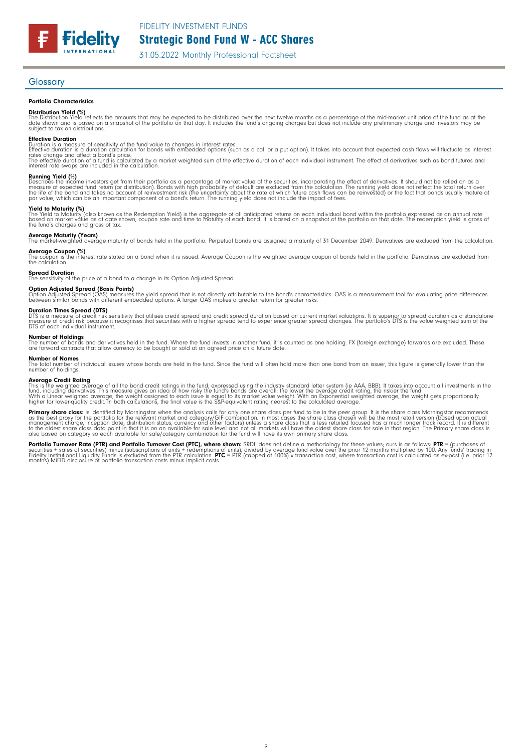## Glossary

### Portfolio Characteristics

**Distribution Yield (%)**
The Distribution Yield reflects the amounts that may be expected to be distributed over the next twelve months as a percentage of the mid-market unit price of the fund as at the date shown and is based on a snapshot of the portfolio on that day. It includes the fund's ongoing charges but does not include any preliminary charge and investors may be subject to tax on distributions.

**Effective Duration**
Duration is a measure of sensitivity of the fund value to changes in interest rates.
Effective duration is a duration calculation for bonds with embedded options (such as a call or a put option). It takes into account that expected cash flows will fluctuate as interest rates change and affect a bond's price.
The effective duration of a fund is calculated by a market weighted sum of the effective duration of each individual instrument. The effect of derivatives such as bond futures and interest rate swaps are included in the calculation.

**Running Yield (%)**
Describes the income investors get from their portfolio as a percentage of market value of the securities, incorporating the effect of derivatives. It should not be relied on as a measure of expected fund return (or distribution). Bonds with high probability of default are excluded from the calculation. The running yield does not reflect the total return over the life of the bond and takes no account of reinvestment risk (the uncertainty about the rate at which future cash flows can be reinvested) or the fact that bonds usually mature at par value, which can be an important component of a bond's return. The running yield does not include the impact of fees.

**Yield to Maturity (%)**
The Yield to Maturity (also known as the Redemption Yield) is the aggregate of all anticipated returns on each individual bond within the portfolio expressed as an annual rate based on market value as at date shown, coupon rate and time to maturity of each bond. It is based on a snapshot of the portfolio on that date. The redemption yield is gross of the fund's charges and gross of tax.

**Average Maturity (Years)**
The market-weighted average maturity of bonds held in the portfolio. Perpetual bonds are assigned a maturity of 31 December 2049. Derivatives are excluded from the calculation.

**Average Coupon (%)**
The coupon is the interest rate stated on a bond when it is issued. Average Coupon is the weighted average coupon of bonds held in the portfolio. Derivatives are excluded from the calculation.

**Spread Duration**
The sensitivity of the price of a bond to a change in its Option Adjusted Spread.

**Option Adjusted Spread (Basis Points)**
Option Adjusted Spread (OAS) measures the yield spread that is not directly attributable to the bond's characteristics. OAS is a measurement tool for evaluating price differences between similar bonds with different embedded options. A larger OAS implies a greater return for greater risks.

**Duration Times Spread (DTS)**
DTS is a measure of credit risk sensitivity that utilises credit spread and credit spread duration based on current market valuations. It is superior to spread duration as a standalone measure of credit risk because it recognises that securities with a higher spread tend to experience greater spread changes. The portfolio's DTS is the value weighted sum of the DTS of each individual instrument.

**Number of Holdings**
The number of bonds and derivatives held in the fund. Where the fund invests in another fund, it is counted as one holding. FX (foreign exchange) forwards are excluded. These are forward contracts that allow currency to be bought or sold at an agreed price on a future date.

**Number of Names**
The total number of individual issuers whose bonds are held in the fund. Since the fund will often hold more than one bond from an issuer, this figure is generally lower than the number of holdings.

**Average Credit Rating**
This is the weighted average of all the bond credit ratings in the fund, expressed using the industry standard letter system (ie AAA, BBB). It takes into account all investments in the fund, including derivatives. This measure gives an idea of how risky the fund's bonds are overall: the lower the average credit rating, the riskier the fund.
With a Linear weighted average, the weight assigned to each issue is equal to its market value weight. With an Exponential weighted average, the weight gets proportionally higher for lower-quality credit. In both calculations, the final value is the S&P-equivalent rating nearest to the calculated average.

**Primary share class:** is identified by Morningstar when the analysis calls for only one share class per fund to be in the peer group. It is the share class Morningstar recommends as the best proxy for the portfolio for the relevant market and category/GIF combination. In most cases the share class chosen will be the most retail version (based upon actual management charge, inception date, distribution status, currency and other factors) unless a share class that is less retailed focused has a much longer track record. It is different to the oldest share class data point in that it is on an available for sale level and not all markets will have the oldest share class for sale in that region. The Primary share class is also based on category so each available for sale/category combination for the fund will have its own primary share class.

**Portfolio Turnover Rate (PTR) and Portfolio Turnover Cost (PTC), where shown:** SRDII does not define a methodology for these values; ours is as follows: **PTR** = (purchases of securities + sales of securities) minus (subscriptions of units + redemptions of units), divided by average fund value over the prior 12 months multiplied by 100. Any funds' trading in Fidelity Institutional Liquidity Funds is excluded from the PTR calculation. **PTC** = PTR (capped at 100%) x transaction cost, where transaction cost is calculated as ex-post (i.e. prior 12 months) MiFID disclosure of portfolio transaction costs minus implicit costs.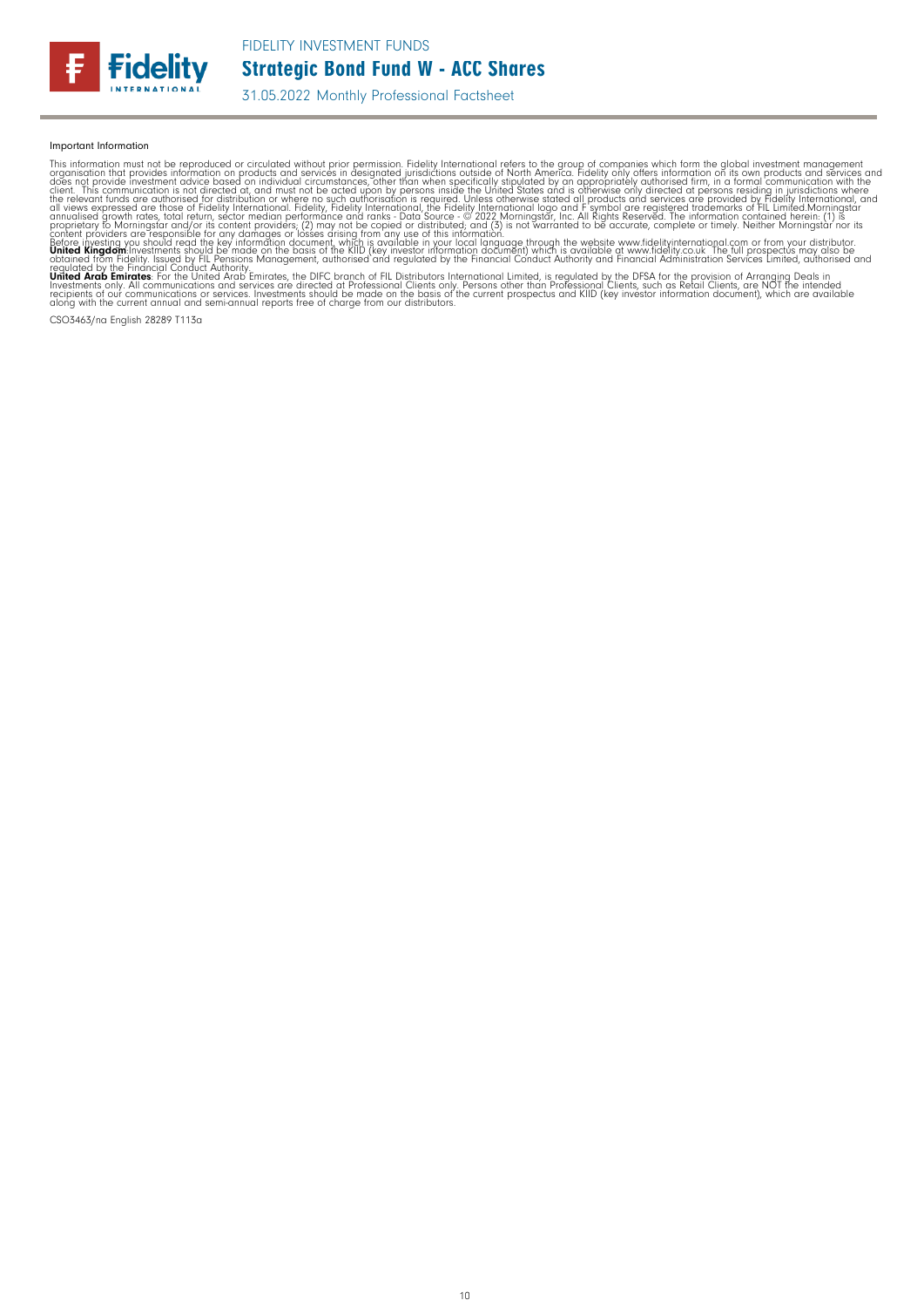Important Information

This information must not be reproduced or circulated without prior permission. Fidelity International refers to the group of companies which form the global investment management organisation that provides information on products and services in designated jurisdictions outside of North America. Fidelity only offers information on its own products and services and does not provide investment advice based on individual circumstances, other than when specifically stipulated by an appropriately authorised firm, in a formal communication with the client. This communication is not directed at, and must not be acted upon by persons inside the United States and is otherwise only directed at persons residing in jurisdictions where the relevant funds are authorised for distribution or where no such authorisation is required. Unless otherwise stated all products and services are provided by Fidelity International, and all views expressed are those of Fidelity International. Fidelity, Fidelity International, the Fidelity International logo and F symbol are registered trademarks of FIL Limited.Morningstar annualised growth rates, total return, sector median performance and ranks - Data Source - © 2022 Morningstar, Inc. All Rights Reserved. The information contained herein: (1) is proprietary to Morningstar and/or its content providers; (2) may not be copied or distributed; and (3) is not warranted to be accurate, complete or timely. Neither Morningstar nor its content providers are responsible for any damages or losses arising from any use of this information.
Before investing you should read the key information document, which is available in your local language through the website www.fidelityinternational.com or from your distributor.
**United Kingdom**:Investments should be made on the basis of the KIID (key investor information document) which is available at www.fidelity.co.uk The full prospectus may also be obtained from Fidelity. Issued by FIL Pensions Management, authorised and regulated by the Financial Conduct Authority and Financial Administration Services Limited, authorised and regulated by the Financial Conduct Authority.
**United Arab Emirates**: For the United Arab Emirates, the DIFC branch of FIL Distributors International Limited, is regulated by the DFSA for the provision of Arranging Deals in Investments only. All communications and services are directed at Professional Clients only. Persons other than Professional Clients, such as Retail Clients, are NOT the intended recipients of our communications or services. Investments should be made on the basis of the current prospectus and KIID (key investor information document), which are available along with the current annual and semi-annual reports free of charge from our distributors.

CSO3463/na English 28289 T113a